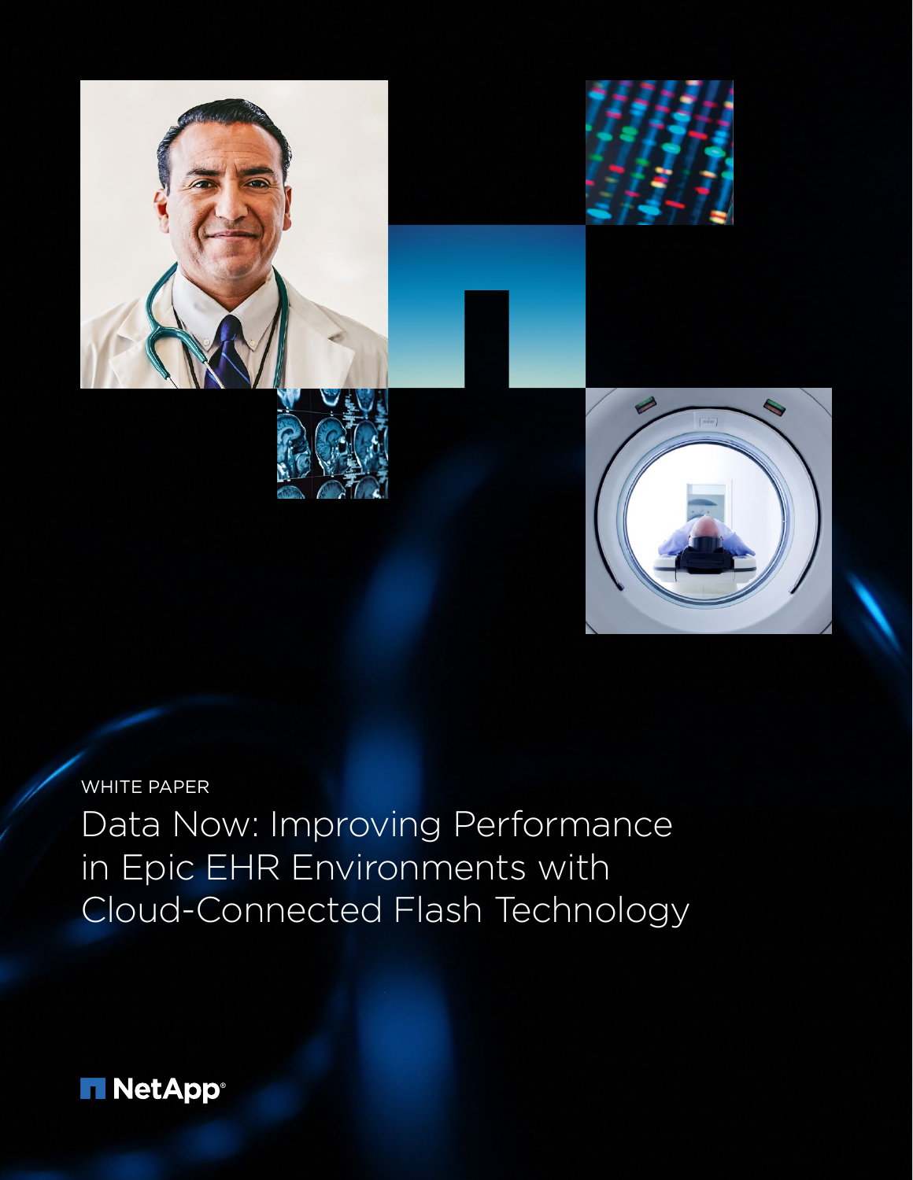WHITE PAPER

# Data Now: Improving Performance in Epic EHR Environments with Cloud-Connected Flash Technology

NetApp®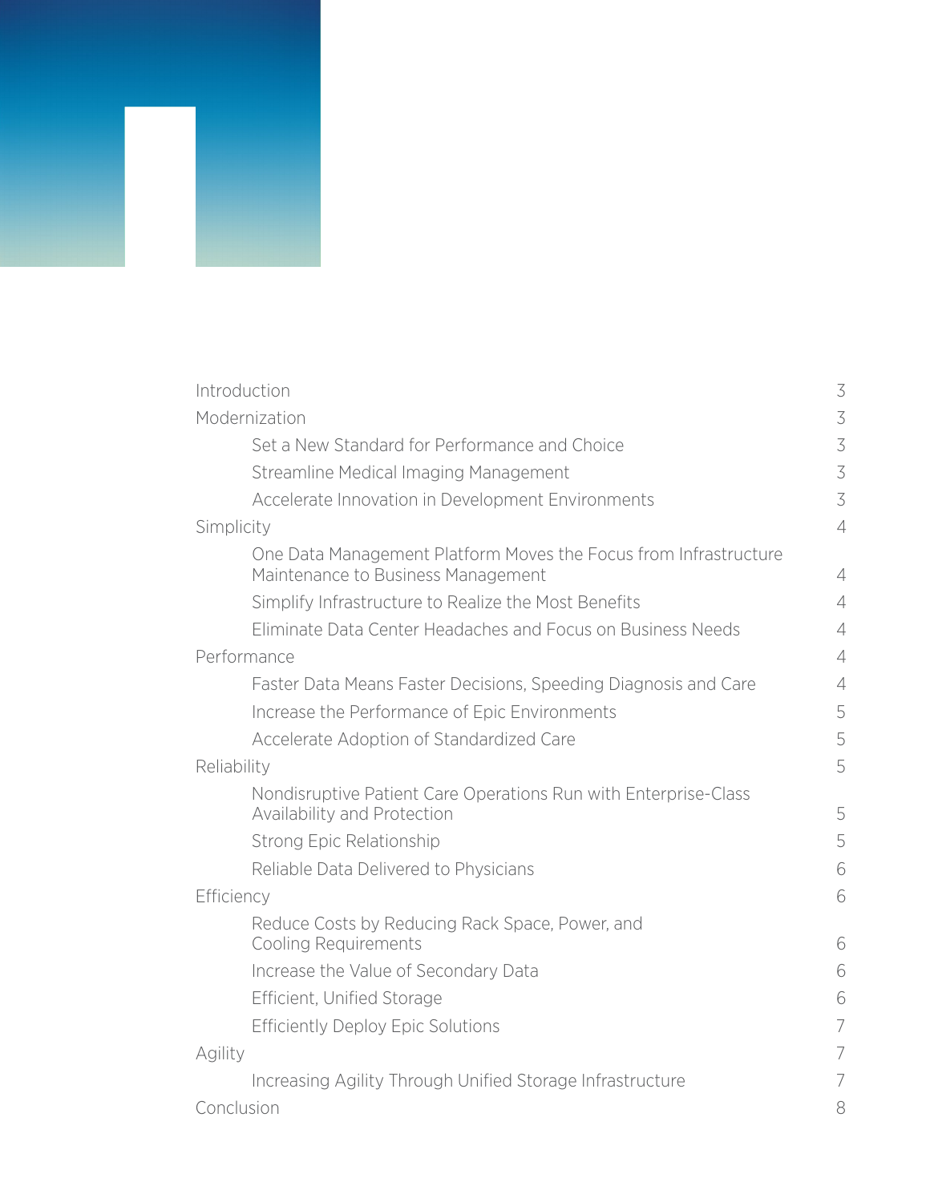| | |
|---|---|
| Introduction | 3 |
| Modernization | 3 |
| Set a New Standard for Performance and Choice | 3 |
| Streamline Medical Imaging Management | 3 |
| Accelerate Innovation in Development Environments | 3 |
| Simplicity | 4 |
| One Data Management Platform Moves the Focus from Infrastructure Maintenance to Business Management | 4 |
| Simplify Infrastructure to Realize the Most Benefits | 4 |
| Eliminate Data Center Headaches and Focus on Business Needs | 4 |
| Performance | 4 |
| Faster Data Means Faster Decisions, Speeding Diagnosis and Care | 4 |
| Increase the Performance of Epic Environments | 5 |
| Accelerate Adoption of Standardized Care | 5 |
| Reliability | 5 |
| Nondisruptive Patient Care Operations Run with Enterprise-Class Availability and Protection | 5 |
| Strong Epic Relationship | 5 |
| Reliable Data Delivered to Physicians | 6 |
| Efficiency | 6 |
| Reduce Costs by Reducing Rack Space, Power, and Cooling Requirements | 6 |
| Increase the Value of Secondary Data | 6 |
| Efficient, Unified Storage | 6 |
| Efficiently Deploy Epic Solutions | 7 |
| Agility | 7 |
| Increasing Agility Through Unified Storage Infrastructure | 7 |
| Conclusion | 8 |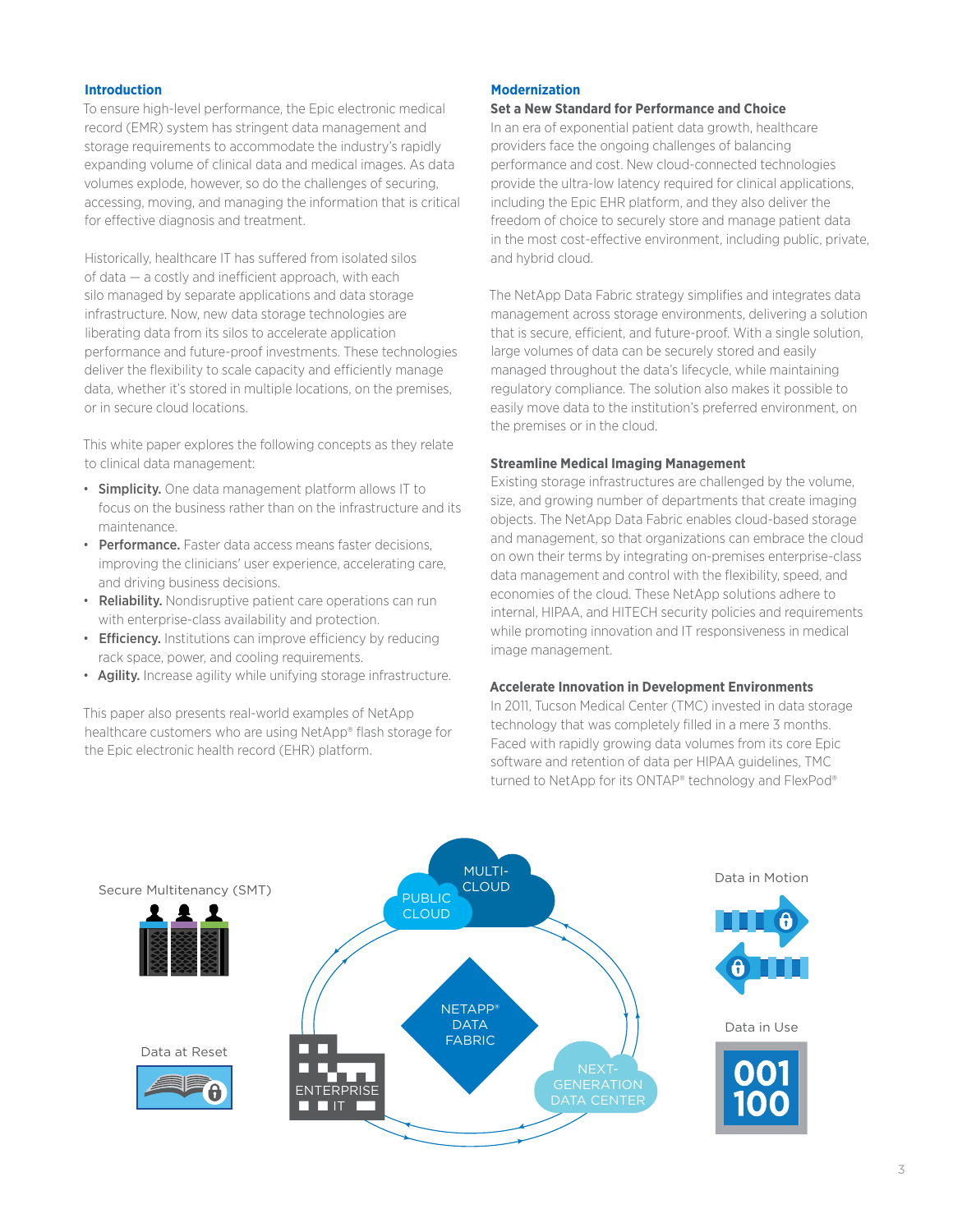## Introduction

To ensure high-level performance, the Epic electronic medical record (EMR) system has stringent data management and storage requirements to accommodate the industry's rapidly expanding volume of clinical data and medical images. As data volumes explode, however, so do the challenges of securing, accessing, moving, and managing the information that is critical for effective diagnosis and treatment.

Historically, healthcare IT has suffered from isolated silos of data — a costly and inefficient approach, with each silo managed by separate applications and data storage infrastructure. Now, new data storage technologies are liberating data from its silos to accelerate application performance and future-proof investments. These technologies deliver the flexibility to scale capacity and efficiently manage data, whether it's stored in multiple locations, on the premises, or in secure cloud locations.

This white paper explores the following concepts as they relate to clinical data management:

- **Simplicity.** One data management platform allows IT to focus on the business rather than on the infrastructure and its maintenance.
- **Performance.** Faster data access means faster decisions, improving the clinicians' user experience, accelerating care, and driving business decisions.
- **Reliability.** Nondisruptive patient care operations can run with enterprise-class availability and protection.
- **Efficiency.** Institutions can improve efficiency by reducing rack space, power, and cooling requirements.
- **Agility.** Increase agility while unifying storage infrastructure.

This paper also presents real-world examples of NetApp healthcare customers who are using NetApp® flash storage for the Epic electronic health record (EHR) platform.

## Modernization

### Set a New Standard for Performance and Choice

In an era of exponential patient data growth, healthcare providers face the ongoing challenges of balancing performance and cost. New cloud-connected technologies provide the ultra-low latency required for clinical applications, including the Epic EHR platform, and they also deliver the freedom of choice to securely store and manage patient data in the most cost-effective environment, including public, private, and hybrid cloud.

The NetApp Data Fabric strategy simplifies and integrates data management across storage environments, delivering a solution that is secure, efficient, and future-proof. With a single solution, large volumes of data can be securely stored and easily managed throughout the data's lifecycle, while maintaining regulatory compliance. The solution also makes it possible to easily move data to the institution's preferred environment, on the premises or in the cloud.

### Streamline Medical Imaging Management

Existing storage infrastructures are challenged by the volume, size, and growing number of departments that create imaging objects. The NetApp Data Fabric enables cloud-based storage and management, so that organizations can embrace the cloud on own their terms by integrating on-premises enterprise-class data management and control with the flexibility, speed, and economies of the cloud. These NetApp solutions adhere to internal, HIPAA, and HITECH security policies and requirements while promoting innovation and IT responsiveness in medical image management.

### Accelerate Innovation in Development Environments

In 2011, Tucson Medical Center (TMC) invested in data storage technology that was completely filled in a mere 3 months. Faced with rapidly growing data volumes from its core Epic software and retention of data per HIPAA guidelines, TMC turned to NetApp for its ONTAP® technology and FlexPod®

Secure Multitenancy (SMT)

Data at Reset

PUBLIC CLOUD

MULTI-CLOUD

NETAPP® DATA FABRIC

ENTERPRISE IT

NEXT-GENERATION DATA CENTER

Data in Motion

Data in Use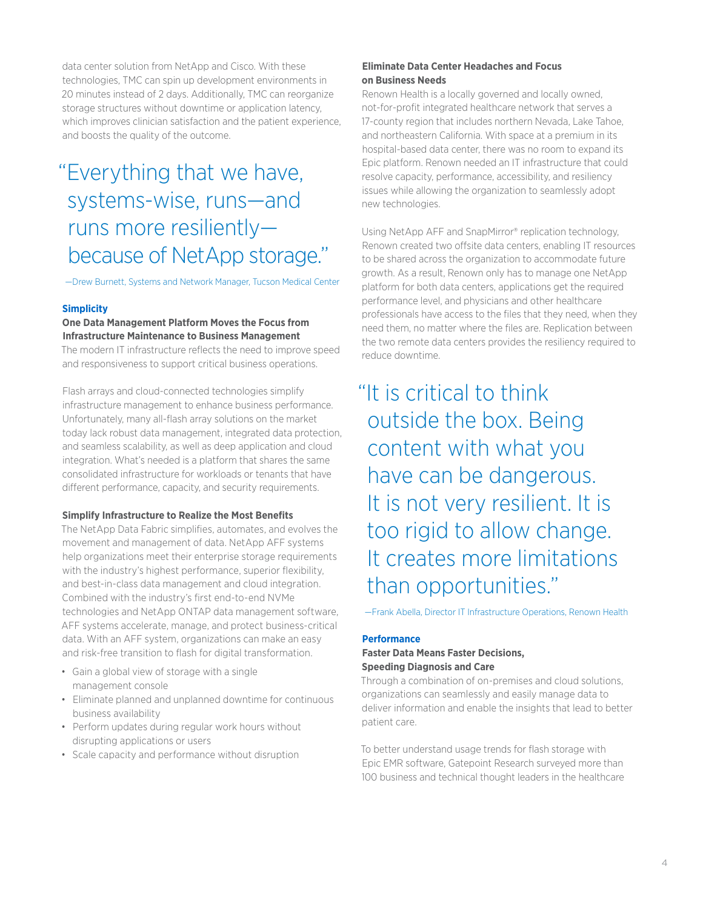data center solution from NetApp and Cisco. With these technologies, TMC can spin up development environments in 20 minutes instead of 2 days. Additionally, TMC can reorganize storage structures without downtime or application latency, which improves clinician satisfaction and the patient experience, and boosts the quality of the outcome.

> "Everything that we have, systems-wise, runs—and runs more resiliently—because of NetApp storage."
>
> —Drew Burnett, Systems and Network Manager, Tucson Medical Center

## Simplicity

### One Data Management Platform Moves the Focus from Infrastructure Maintenance to Business Management

The modern IT infrastructure reflects the need to improve speed and responsiveness to support critical business operations.

Flash arrays and cloud-connected technologies simplify infrastructure management to enhance business performance. Unfortunately, many all-flash array solutions on the market today lack robust data management, integrated data protection, and seamless scalability, as well as deep application and cloud integration. What's needed is a platform that shares the same consolidated infrastructure for workloads or tenants that have different performance, capacity, and security requirements.

### Simplify Infrastructure to Realize the Most Benefits

The NetApp Data Fabric simplifies, automates, and evolves the movement and management of data. NetApp AFF systems help organizations meet their enterprise storage requirements with the industry's highest performance, superior flexibility, and best-in-class data management and cloud integration. Combined with the industry's first end-to-end NVMe technologies and NetApp ONTAP data management software, AFF systems accelerate, manage, and protect business-critical data. With an AFF system, organizations can make an easy and risk-free transition to flash for digital transformation.

- Gain a global view of storage with a single management console
- Eliminate planned and unplanned downtime for continuous business availability
- Perform updates during regular work hours without disrupting applications or users
- Scale capacity and performance without disruption

### Eliminate Data Center Headaches and Focus on Business Needs

Renown Health is a locally governed and locally owned, not-for-profit integrated healthcare network that serves a 17-county region that includes northern Nevada, Lake Tahoe, and northeastern California. With space at a premium in its hospital-based data center, there was no room to expand its Epic platform. Renown needed an IT infrastructure that could resolve capacity, performance, accessibility, and resiliency issues while allowing the organization to seamlessly adopt new technologies.

Using NetApp AFF and SnapMirror® replication technology, Renown created two offsite data centers, enabling IT resources to be shared across the organization to accommodate future growth. As a result, Renown only has to manage one NetApp platform for both data centers, applications get the required performance level, and physicians and other healthcare professionals have access to the files that they need, when they need them, no matter where the files are. Replication between the two remote data centers provides the resiliency required to reduce downtime.

> "It is critical to think outside the box. Being content with what you have can be dangerous. It is not very resilient. It is too rigid to allow change. It creates more limitations than opportunities."
>
> —Frank Abella, Director IT Infrastructure Operations, Renown Health

## Performance

### Faster Data Means Faster Decisions, Speeding Diagnosis and Care

Through a combination of on-premises and cloud solutions, organizations can seamlessly and easily manage data to deliver information and enable the insights that lead to better patient care.

To better understand usage trends for flash storage with Epic EMR software, Gatepoint Research surveyed more than 100 business and technical thought leaders in the healthcare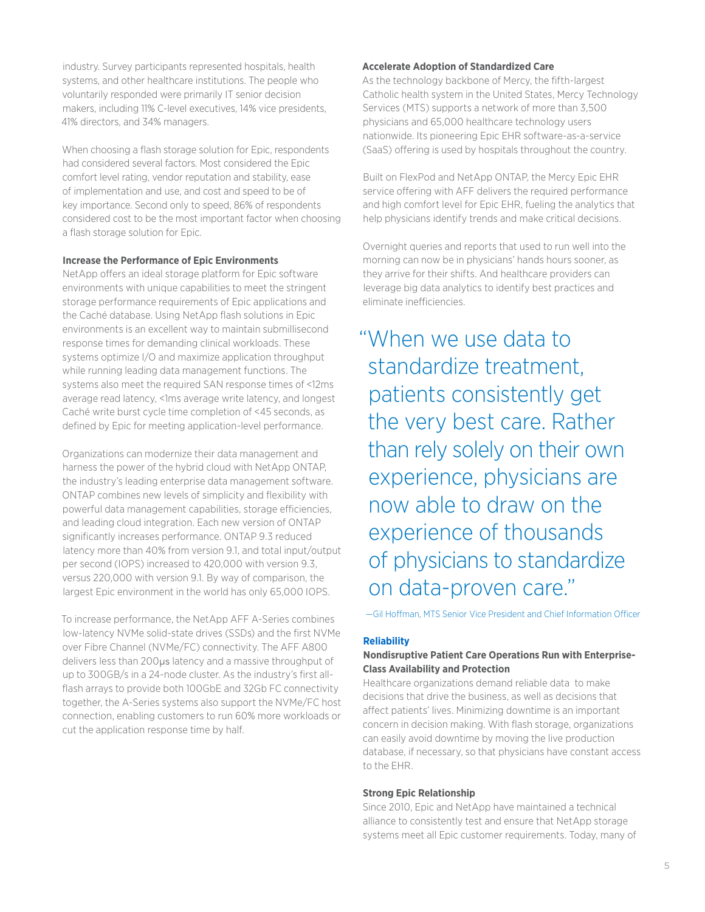industry. Survey participants represented hospitals, health systems, and other healthcare institutions. The people who voluntarily responded were primarily IT senior decision makers, including 11% C-level executives, 14% vice presidents, 41% directors, and 34% managers.

When choosing a flash storage solution for Epic, respondents had considered several factors. Most considered the Epic comfort level rating, vendor reputation and stability, ease of implementation and use, and cost and speed to be of key importance. Second only to speed, 86% of respondents considered cost to be the most important factor when choosing a flash storage solution for Epic.

### Increase the Performance of Epic Environments

NetApp offers an ideal storage platform for Epic software environments with unique capabilities to meet the stringent storage performance requirements of Epic applications and the Caché database. Using NetApp flash solutions in Epic environments is an excellent way to maintain submillisecond response times for demanding clinical workloads. These systems optimize I/O and maximize application throughput while running leading data management functions. The systems also meet the required SAN response times of <12ms average read latency, <1ms average write latency, and longest Caché write burst cycle time completion of <45 seconds, as defined by Epic for meeting application-level performance.

Organizations can modernize their data management and harness the power of the hybrid cloud with NetApp ONTAP, the industry's leading enterprise data management software. ONTAP combines new levels of simplicity and flexibility with powerful data management capabilities, storage efficiencies, and leading cloud integration. Each new version of ONTAP significantly increases performance. ONTAP 9.3 reduced latency more than 40% from version 9.1, and total input/output per second (IOPS) increased to 420,000 with version 9.3, versus 220,000 with version 9.1. By way of comparison, the largest Epic environment in the world has only 65,000 IOPS.

To increase performance, the NetApp AFF A-Series combines low-latency NVMe solid-state drives (SSDs) and the first NVMe over Fibre Channel (NVMe/FC) connectivity. The AFF A800 delivers less than 200µs latency and a massive throughput of up to 300GB/s in a 24-node cluster. As the industry's first all-flash arrays to provide both 100GbE and 32Gb FC connectivity together, the A-Series systems also support the NVMe/FC host connection, enabling customers to run 60% more workloads or cut the application response time by half.

### Accelerate Adoption of Standardized Care

As the technology backbone of Mercy, the fifth-largest Catholic health system in the United States, Mercy Technology Services (MTS) supports a network of more than 3,500 physicians and 65,000 healthcare technology users nationwide. Its pioneering Epic EHR software-as-a-service (SaaS) offering is used by hospitals throughout the country.

Built on FlexPod and NetApp ONTAP, the Mercy Epic EHR service offering with AFF delivers the required performance and high comfort level for Epic EHR, fueling the analytics that help physicians identify trends and make critical decisions.

Overnight queries and reports that used to run well into the morning can now be in physicians' hands hours sooner, as they arrive for their shifts. And healthcare providers can leverage big data analytics to identify best practices and eliminate inefficiencies.

> "When we use data to standardize treatment, patients consistently get the very best care. Rather than rely solely on their own experience, physicians are now able to draw on the experience of thousands of physicians to standardize on data-proven care."
>
> —Gil Hoffman, MTS Senior Vice President and Chief Information Officer

## Reliability

### Nondisruptive Patient Care Operations Run with Enterprise-Class Availability and Protection

Healthcare organizations demand reliable data to make decisions that drive the business, as well as decisions that affect patients' lives. Minimizing downtime is an important concern in decision making. With flash storage, organizations can easily avoid downtime by moving the live production database, if necessary, so that physicians have constant access to the EHR.

### Strong Epic Relationship

Since 2010, Epic and NetApp have maintained a technical alliance to consistently test and ensure that NetApp storage systems meet all Epic customer requirements. Today, many of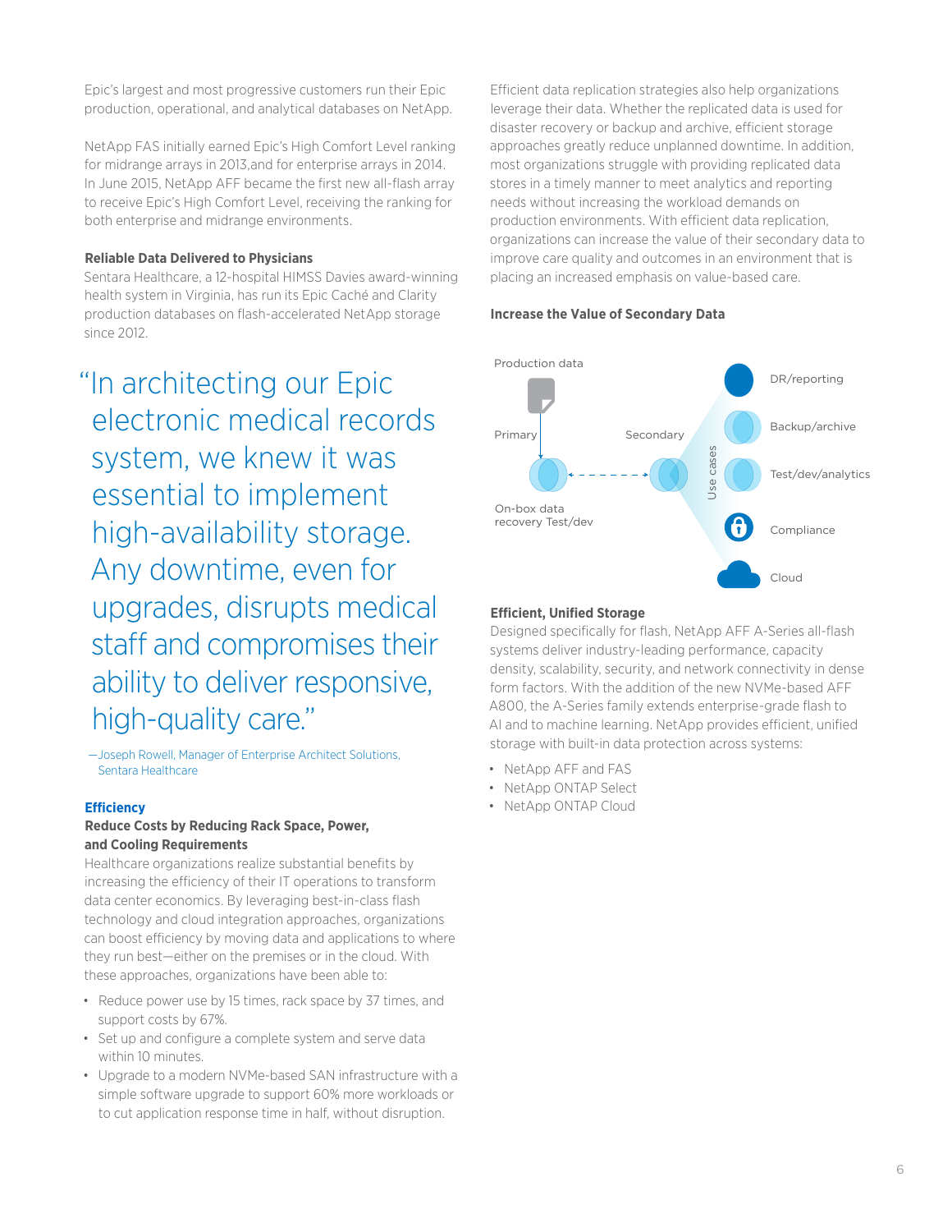Epic's largest and most progressive customers run their Epic production, operational, and analytical databases on NetApp.

NetApp FAS initially earned Epic's High Comfort Level ranking for midrange arrays in 2013,and for enterprise arrays in 2014. In June 2015, NetApp AFF became the first new all-flash array to receive Epic's High Comfort Level, receiving the ranking for both enterprise and midrange environments.

**Reliable Data Delivered to Physicians**

Sentara Healthcare, a 12-hospital HIMSS Davies award-winning health system in Virginia, has run its Epic Caché and Clarity production databases on flash-accelerated NetApp storage since 2012.

> "In architecting our Epic electronic medical records system, we knew it was essential to implement high-availability storage. Any downtime, even for upgrades, disrupts medical staff and compromises their ability to deliver responsive, high-quality care."
>
> —Joseph Rowell, Manager of Enterprise Architect Solutions, Sentara Healthcare

## Efficiency

**Reduce Costs by Reducing Rack Space, Power, and Cooling Requirements**

Healthcare organizations realize substantial benefits by increasing the efficiency of their IT operations to transform data center economics. By leveraging best-in-class flash technology and cloud integration approaches, organizations can boost efficiency by moving data and applications to where they run best—either on the premises or in the cloud. With these approaches, organizations have been able to:

- Reduce power use by 15 times, rack space by 37 times, and support costs by 67%.
- Set up and configure a complete system and serve data within 10 minutes.
- Upgrade to a modern NVMe-based SAN infrastructure with a simple software upgrade to support 60% more workloads or to cut application response time in half, without disruption.

Efficient data replication strategies also help organizations leverage their data. Whether the replicated data is used for disaster recovery or backup and archive, efficient storage approaches greatly reduce unplanned downtime. In addition, most organizations struggle with providing replicated data stores in a timely manner to meet analytics and reporting needs without increasing the workload demands on production environments. With efficient data replication, organizations can increase the value of their secondary data to improve care quality and outcomes in an environment that is placing an increased emphasis on value-based care.

**Increase the Value of Secondary Data**

Production data

Primary

Secondary

On-box data recovery Test/dev

Use cases

- DR/reporting
- Backup/archive
- Test/dev/analytics
- Compliance
- Cloud

**Efficient, Unified Storage**

Designed specifically for flash, NetApp AFF A-Series all-flash systems deliver industry-leading performance, capacity density, scalability, security, and network connectivity in dense form factors. With the addition of the new NVMe-based AFF A800, the A-Series family extends enterprise-grade flash to AI and to machine learning. NetApp provides efficient, unified storage with built-in data protection across systems:

- NetApp AFF and FAS
- NetApp ONTAP Select
- NetApp ONTAP Cloud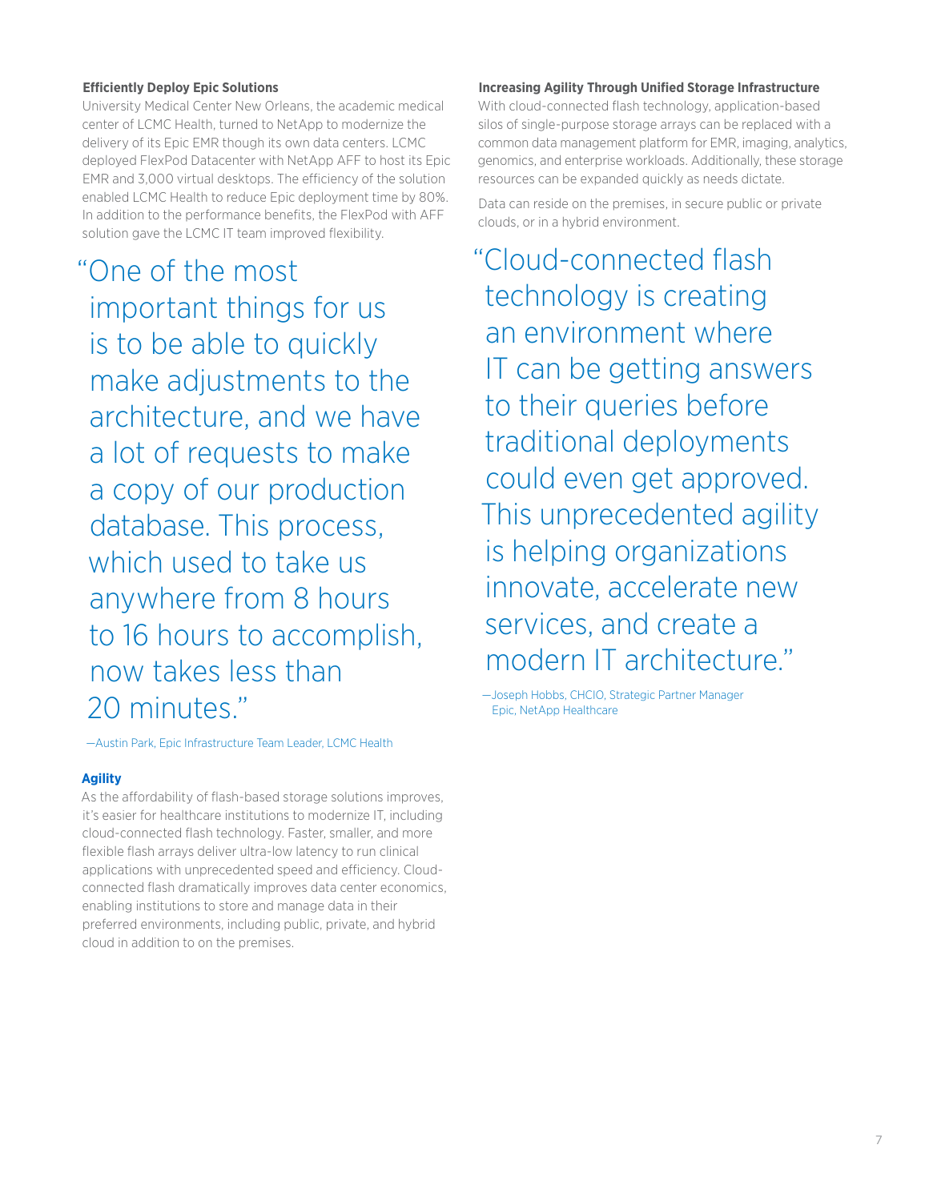**Efficiently Deploy Epic Solutions**

University Medical Center New Orleans, the academic medical center of LCMC Health, turned to NetApp to modernize the delivery of its Epic EMR though its own data centers. LCMC deployed FlexPod Datacenter with NetApp AFF to host its Epic EMR and 3,000 virtual desktops. The efficiency of the solution enabled LCMC Health to reduce Epic deployment time by 80%. In addition to the performance benefits, the FlexPod with AFF solution gave the LCMC IT team improved flexibility.

> "One of the most important things for us is to be able to quickly make adjustments to the architecture, and we have a lot of requests to make a copy of our production database. This process, which used to take us anywhere from 8 hours to 16 hours to accomplish, now takes less than 20 minutes."
>
> —Austin Park, Epic Infrastructure Team Leader, LCMC Health

**Agility**

As the affordability of flash-based storage solutions improves, it's easier for healthcare institutions to modernize IT, including cloud-connected flash technology. Faster, smaller, and more flexible flash arrays deliver ultra-low latency to run clinical applications with unprecedented speed and efficiency. Cloud-connected flash dramatically improves data center economics, enabling institutions to store and manage data in their preferred environments, including public, private, and hybrid cloud in addition to on the premises.

**Increasing Agility Through Unified Storage Infrastructure**

With cloud-connected flash technology, application-based silos of single-purpose storage arrays can be replaced with a common data management platform for EMR, imaging, analytics, genomics, and enterprise workloads. Additionally, these storage resources can be expanded quickly as needs dictate.

Data can reside on the premises, in secure public or private clouds, or in a hybrid environment.

> "Cloud-connected flash technology is creating an environment where IT can be getting answers to their queries before traditional deployments could even get approved. This unprecedented agility is helping organizations innovate, accelerate new services, and create a modern IT architecture."
>
> —Joseph Hobbs, CHCIO, Strategic Partner Manager Epic, NetApp Healthcare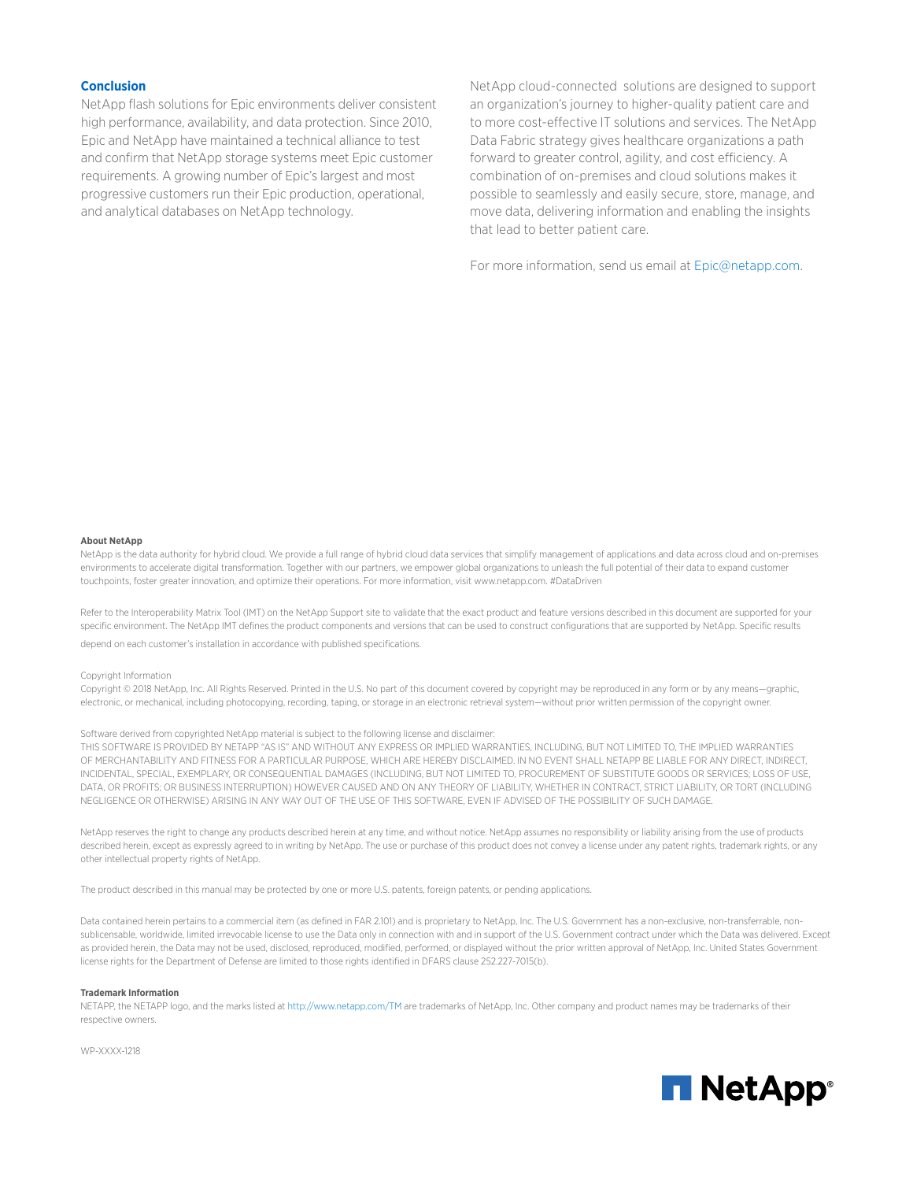## Conclusion

NetApp flash solutions for Epic environments deliver consistent high performance, availability, and data protection. Since 2010, Epic and NetApp have maintained a technical alliance to test and confirm that NetApp storage systems meet Epic customer requirements. A growing number of Epic's largest and most progressive customers run their Epic production, operational, and analytical databases on NetApp technology.

NetApp cloud-connected solutions are designed to support an organization's journey to higher-quality patient care and to more cost-effective IT solutions and services. The NetApp Data Fabric strategy gives healthcare organizations a path forward to greater control, agility, and cost efficiency. A combination of on-premises and cloud solutions makes it possible to seamlessly and easily secure, store, manage, and move data, delivering information and enabling the insights that lead to better patient care.

For more information, send us email at Epic@netapp.com.

**About NetApp**

NetApp is the data authority for hybrid cloud. We provide a full range of hybrid cloud data services that simplify management of applications and data across cloud and on-premises environments to accelerate digital transformation. Together with our partners, we empower global organizations to unleash the full potential of their data to expand customer touchpoints, foster greater innovation, and optimize their operations. For more information, visit www.netapp.com. #DataDriven

Refer to the Interoperability Matrix Tool (IMT) on the NetApp Support site to validate that the exact product and feature versions described in this document are supported for your specific environment. The NetApp IMT defines the product components and versions that can be used to construct configurations that are supported by NetApp. Specific results depend on each customer's installation in accordance with published specifications.

Copyright Information

Copyright © 2018 NetApp, Inc. All Rights Reserved. Printed in the U.S. No part of this document covered by copyright may be reproduced in any form or by any means—graphic, electronic, or mechanical, including photocopying, recording, taping, or storage in an electronic retrieval system—without prior written permission of the copyright owner.

Software derived from copyrighted NetApp material is subject to the following license and disclaimer:

THIS SOFTWARE IS PROVIDED BY NETAPP "AS IS" AND WITHOUT ANY EXPRESS OR IMPLIED WARRANTIES, INCLUDING, BUT NOT LIMITED TO, THE IMPLIED WARRANTIES OF MERCHANTABILITY AND FITNESS FOR A PARTICULAR PURPOSE, WHICH ARE HEREBY DISCLAIMED. IN NO EVENT SHALL NETAPP BE LIABLE FOR ANY DIRECT, INDIRECT, INCIDENTAL, SPECIAL, EXEMPLARY, OR CONSEQUENTIAL DAMAGES (INCLUDING, BUT NOT LIMITED TO, PROCUREMENT OF SUBSTITUTE GOODS OR SERVICES; LOSS OF USE, DATA, OR PROFITS; OR BUSINESS INTERRUPTION) HOWEVER CAUSED AND ON ANY THEORY OF LIABILITY, WHETHER IN CONTRACT, STRICT LIABILITY, OR TORT (INCLUDING NEGLIGENCE OR OTHERWISE) ARISING IN ANY WAY OUT OF THE USE OF THIS SOFTWARE, EVEN IF ADVISED OF THE POSSIBILITY OF SUCH DAMAGE.

NetApp reserves the right to change any products described herein at any time, and without notice. NetApp assumes no responsibility or liability arising from the use of products described herein, except as expressly agreed to in writing by NetApp. The use or purchase of this product does not convey a license under any patent rights, trademark rights, or any other intellectual property rights of NetApp.

The product described in this manual may be protected by one or more U.S. patents, foreign patents, or pending applications.

Data contained herein pertains to a commercial item (as defined in FAR 2.101) and is proprietary to NetApp, Inc. The U.S. Government has a non-exclusive, non-transferrable, non-sublicensable, worldwide, limited irrevocable license to use the Data only in connection with and in support of the U.S. Government contract under which the Data was delivered. Except as provided herein, the Data may not be used, disclosed, reproduced, modified, performed, or displayed without the prior written approval of NetApp, Inc. United States Government license rights for the Department of Defense are limited to those rights identified in DFARS clause 252.227-7015(b).

**Trademark Information**

NETAPP, the NETAPP logo, and the marks listed at http://www.netapp.com/TM are trademarks of NetApp, Inc. Other company and product names may be trademarks of their respective owners.

WP-XXXX-1218

NetApp®